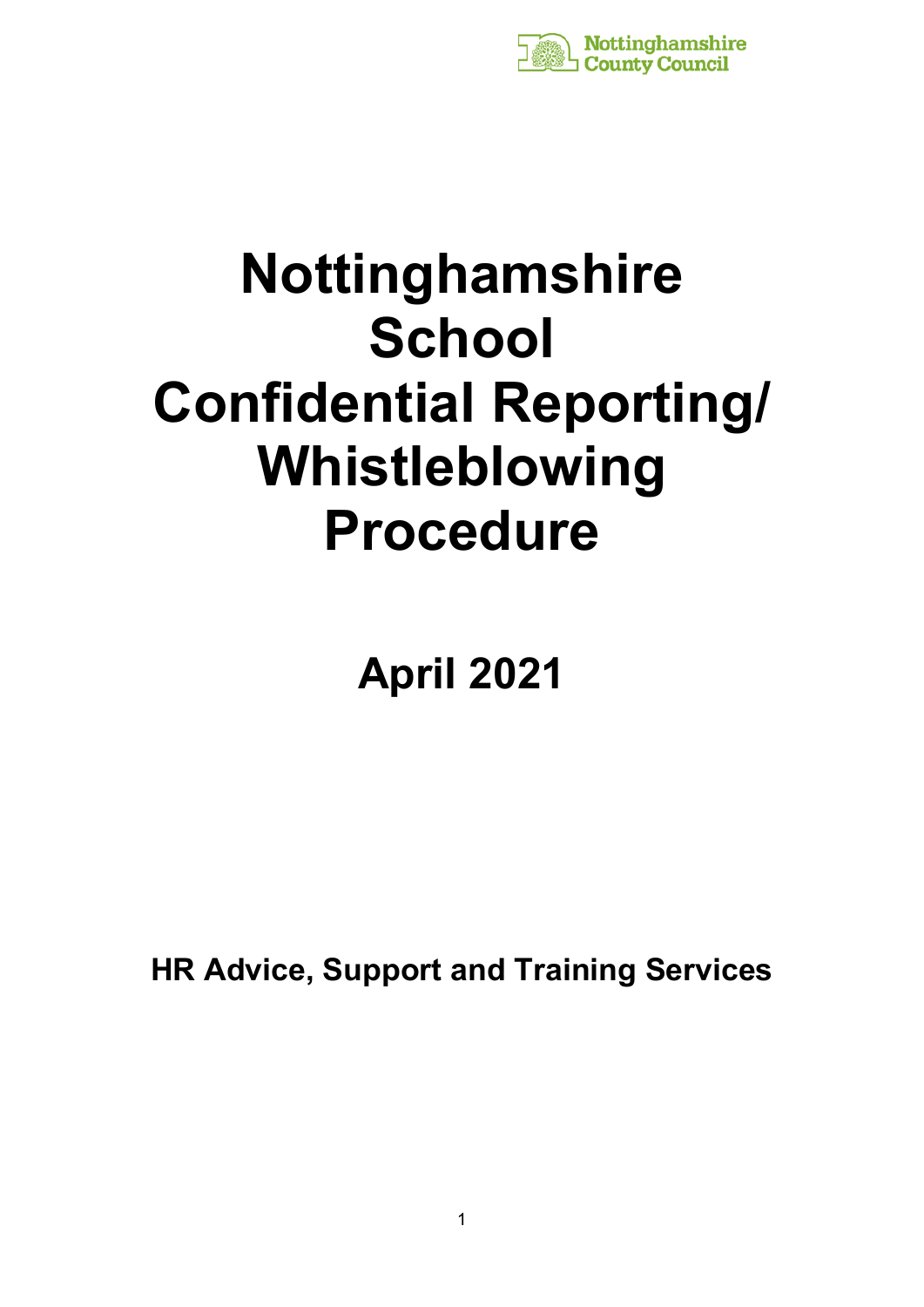Nottinghamshire County Council

# Nottinghamshire School Confidential Reporting/ Whistleblowing Procedure

## April 2021

**HR Advice, Support and Training Services**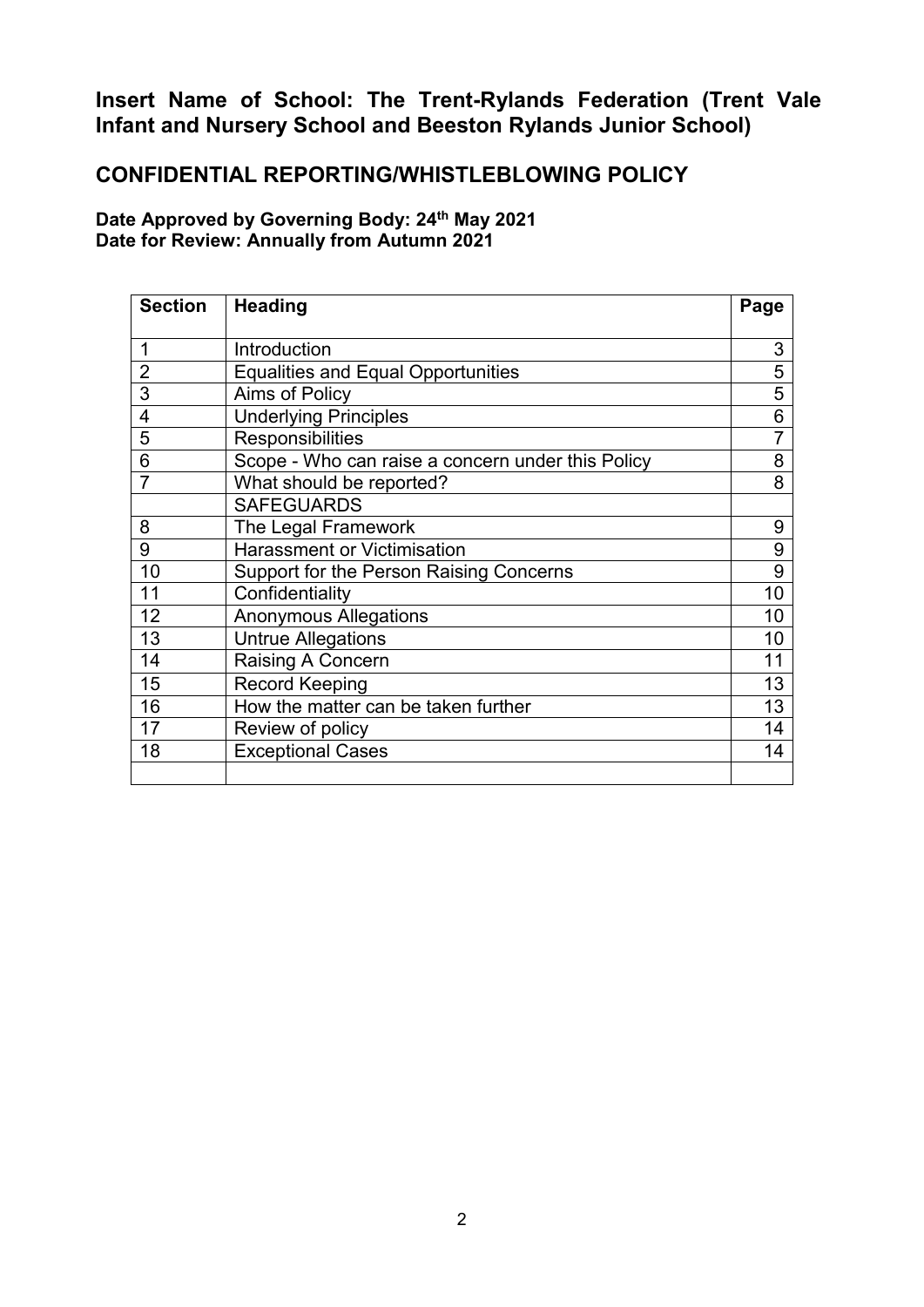# Insert Name of School: The Trent-Rylands Federation (Trent Vale Infant and Nursery School and Beeston Rylands Junior School)

## CONFIDENTIAL REPORTING/WHISTLEBLOWING POLICY

**Date Approved by Governing Body: 24th May 2021**
**Date for Review: Annually from Autumn 2021**

| Section | Heading | Page |
|---|---|---|
| 1 | Introduction | 3 |
| 2 | Equalities and Equal Opportunities | 5 |
| 3 | Aims of Policy | 5 |
| 4 | Underlying Principles | 6 |
| 5 | Responsibilities | 7 |
| 6 | Scope - Who can raise a concern under this Policy | 8 |
| 7 | What should be reported? | 8 |
| | SAFEGUARDS | |
| 8 | The Legal Framework | 9 |
| 9 | Harassment or Victimisation | 9 |
| 10 | Support for the Person Raising Concerns | 9 |
| 11 | Confidentiality | 10 |
| 12 | Anonymous Allegations | 10 |
| 13 | Untrue Allegations | 10 |
| 14 | Raising A Concern | 11 |
| 15 | Record Keeping | 13 |
| 16 | How the matter can be taken further | 13 |
| 17 | Review of policy | 14 |
| 18 | Exceptional Cases | 14 |
| | | |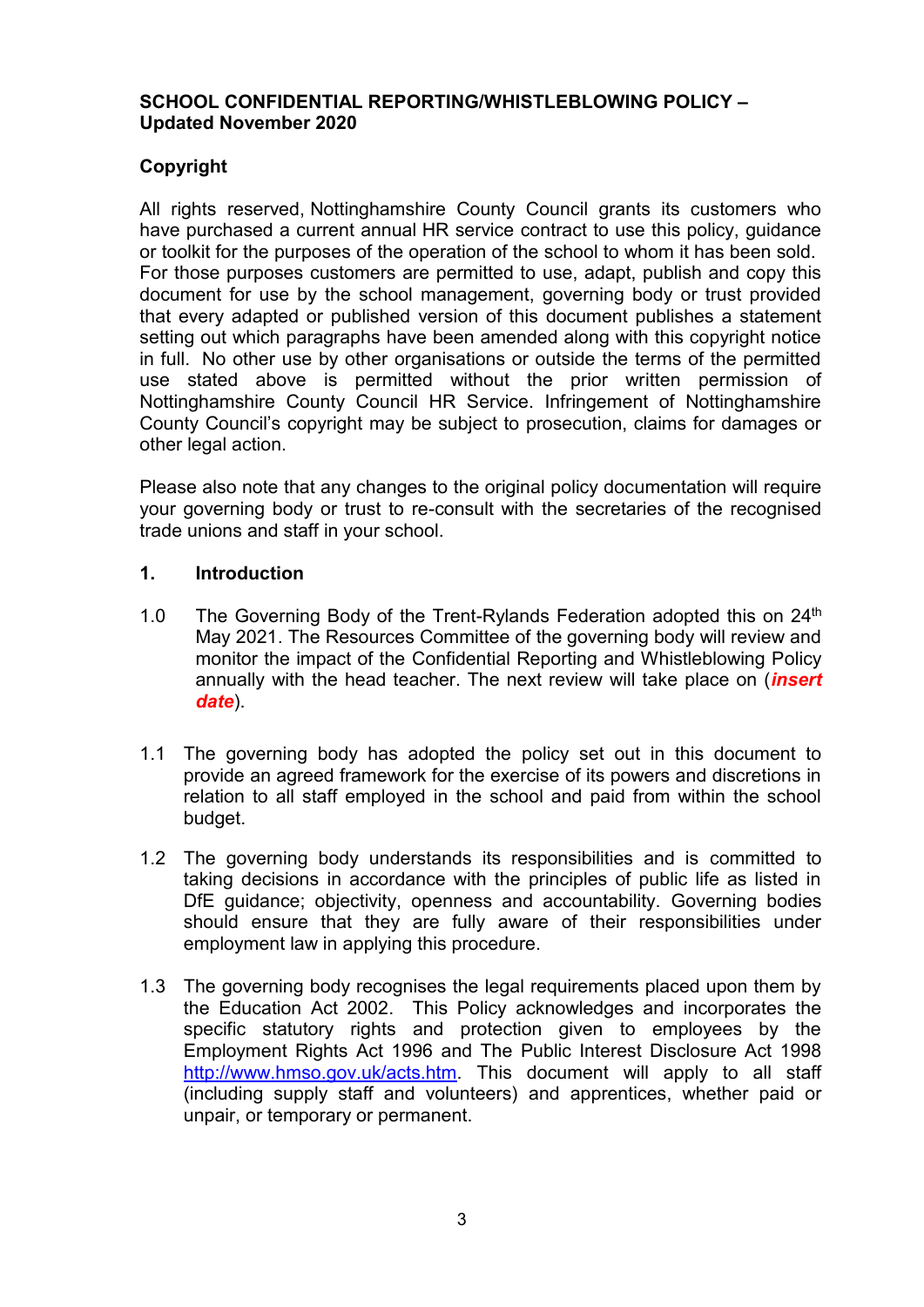**SCHOOL CONFIDENTIAL REPORTING/WHISTLEBLOWING POLICY – Updated November 2020**

**Copyright**

All rights reserved, Nottinghamshire County Council grants its customers who have purchased a current annual HR service contract to use this policy, guidance or toolkit for the purposes of the operation of the school to whom it has been sold. For those purposes customers are permitted to use, adapt, publish and copy this document for use by the school management, governing body or trust provided that every adapted or published version of this document publishes a statement setting out which paragraphs have been amended along with this copyright notice in full. No other use by other organisations or outside the terms of the permitted use stated above is permitted without the prior written permission of Nottinghamshire County Council HR Service. Infringement of Nottinghamshire County Council's copyright may be subject to prosecution, claims for damages or other legal action.

Please also note that any changes to the original policy documentation will require your governing body or trust to re-consult with the secretaries of the recognised trade unions and staff in your school.

## 1. Introduction

1.0 The Governing Body of the Trent-Rylands Federation adopted this on 24th May 2021. The Resources Committee of the governing body will review and monitor the impact of the Confidential Reporting and Whistleblowing Policy annually with the head teacher. The next review will take place on (***insert date***).

1.1 The governing body has adopted the policy set out in this document to provide an agreed framework for the exercise of its powers and discretions in relation to all staff employed in the school and paid from within the school budget.

1.2 The governing body understands its responsibilities and is committed to taking decisions in accordance with the principles of public life as listed in DfE guidance; objectivity, openness and accountability. Governing bodies should ensure that they are fully aware of their responsibilities under employment law in applying this procedure.

1.3 The governing body recognises the legal requirements placed upon them by the Education Act 2002. This Policy acknowledges and incorporates the specific statutory rights and protection given to employees by the Employment Rights Act 1996 and The Public Interest Disclosure Act 1998 http://www.hmso.gov.uk/acts.htm. This document will apply to all staff (including supply staff and volunteers) and apprentices, whether paid or unpair, or temporary or permanent.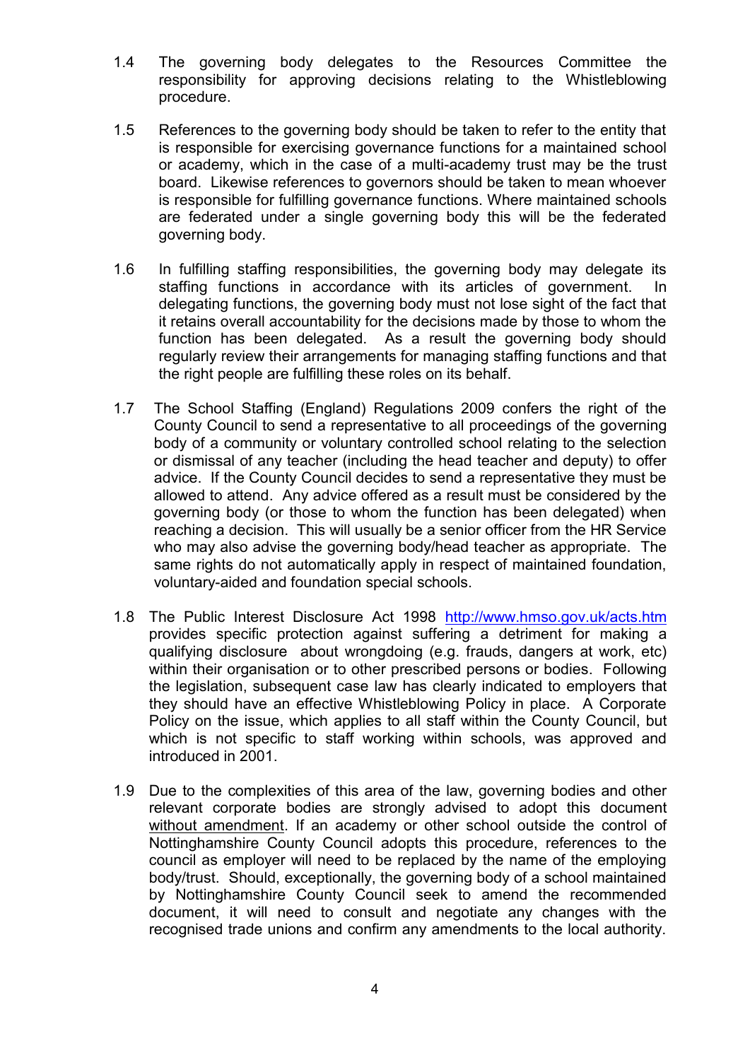1.4 The governing body delegates to the Resources Committee the responsibility for approving decisions relating to the Whistleblowing procedure.

1.5 References to the governing body should be taken to refer to the entity that is responsible for exercising governance functions for a maintained school or academy, which in the case of a multi-academy trust may be the trust board. Likewise references to governors should be taken to mean whoever is responsible for fulfilling governance functions. Where maintained schools are federated under a single governing body this will be the federated governing body.

1.6 In fulfilling staffing responsibilities, the governing body may delegate its staffing functions in accordance with its articles of government. In delegating functions, the governing body must not lose sight of the fact that it retains overall accountability for the decisions made by those to whom the function has been delegated. As a result the governing body should regularly review their arrangements for managing staffing functions and that the right people are fulfilling these roles on its behalf.

1.7 The School Staffing (England) Regulations 2009 confers the right of the County Council to send a representative to all proceedings of the governing body of a community or voluntary controlled school relating to the selection or dismissal of any teacher (including the head teacher and deputy) to offer advice. If the County Council decides to send a representative they must be allowed to attend. Any advice offered as a result must be considered by the governing body (or those to whom the function has been delegated) when reaching a decision. This will usually be a senior officer from the HR Service who may also advise the governing body/head teacher as appropriate. The same rights do not automatically apply in respect of maintained foundation, voluntary-aided and foundation special schools.

1.8 The Public Interest Disclosure Act 1998 http://www.hmso.gov.uk/acts.htm provides specific protection against suffering a detriment for making a qualifying disclosure about wrongdoing (e.g. frauds, dangers at work, etc) within their organisation or to other prescribed persons or bodies. Following the legislation, subsequent case law has clearly indicated to employers that they should have an effective Whistleblowing Policy in place. A Corporate Policy on the issue, which applies to all staff within the County Council, but which is not specific to staff working within schools, was approved and introduced in 2001.

1.9 Due to the complexities of this area of the law, governing bodies and other relevant corporate bodies are strongly advised to adopt this document <u>without amendment</u>. If an academy or other school outside the control of Nottinghamshire County Council adopts this procedure, references to the council as employer will need to be replaced by the name of the employing body/trust. Should, exceptionally, the governing body of a school maintained by Nottinghamshire County Council seek to amend the recommended document, it will need to consult and negotiate any changes with the recognised trade unions and confirm any amendments to the local authority.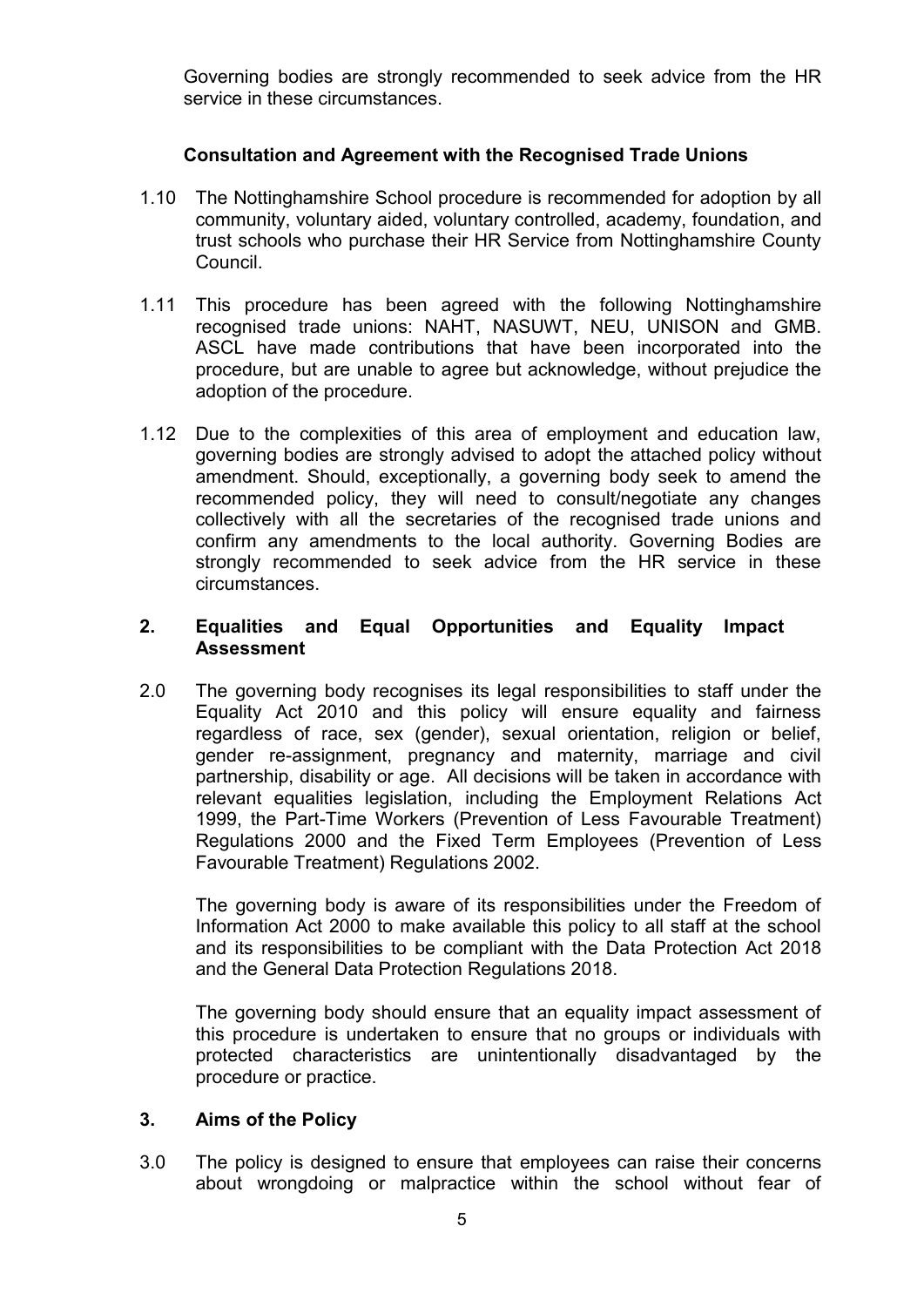Governing bodies are strongly recommended to seek advice from the HR service in these circumstances.

**Consultation and Agreement with the Recognised Trade Unions**

1.10 The Nottinghamshire School procedure is recommended for adoption by all community, voluntary aided, voluntary controlled, academy, foundation, and trust schools who purchase their HR Service from Nottinghamshire County Council.

1.11 This procedure has been agreed with the following Nottinghamshire recognised trade unions: NAHT, NASUWT, NEU, UNISON and GMB. ASCL have made contributions that have been incorporated into the procedure, but are unable to agree but acknowledge, without prejudice the adoption of the procedure.

1.12 Due to the complexities of this area of employment and education law, governing bodies are strongly advised to adopt the attached policy without amendment. Should, exceptionally, a governing body seek to amend the recommended policy, they will need to consult/negotiate any changes collectively with all the secretaries of the recognised trade unions and confirm any amendments to the local authority. Governing Bodies are strongly recommended to seek advice from the HR service in these circumstances.

## 2. Equalities and Equal Opportunities and Equality Impact Assessment

2.0 The governing body recognises its legal responsibilities to staff under the Equality Act 2010 and this policy will ensure equality and fairness regardless of race, sex (gender), sexual orientation, religion or belief, gender re-assignment, pregnancy and maternity, marriage and civil partnership, disability or age. All decisions will be taken in accordance with relevant equalities legislation, including the Employment Relations Act 1999, the Part-Time Workers (Prevention of Less Favourable Treatment) Regulations 2000 and the Fixed Term Employees (Prevention of Less Favourable Treatment) Regulations 2002.

The governing body is aware of its responsibilities under the Freedom of Information Act 2000 to make available this policy to all staff at the school and its responsibilities to be compliant with the Data Protection Act 2018 and the General Data Protection Regulations 2018.

The governing body should ensure that an equality impact assessment of this procedure is undertaken to ensure that no groups or individuals with protected characteristics are unintentionally disadvantaged by the procedure or practice.

## 3. Aims of the Policy

3.0 The policy is designed to ensure that employees can raise their concerns about wrongdoing or malpractice within the school without fear of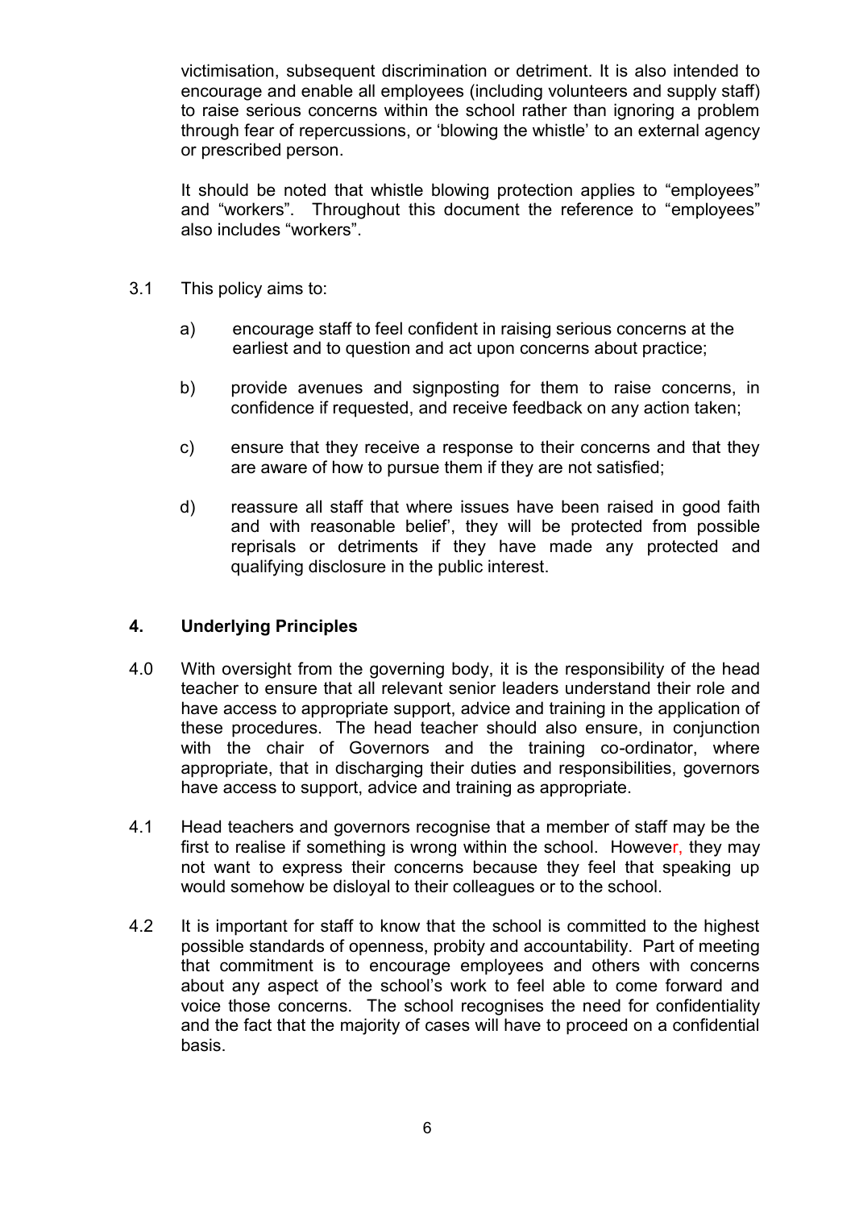victimisation, subsequent discrimination or detriment. It is also intended to encourage and enable all employees (including volunteers and supply staff) to raise serious concerns within the school rather than ignoring a problem through fear of repercussions, or 'blowing the whistle' to an external agency or prescribed person.

It should be noted that whistle blowing protection applies to "employees" and "workers". Throughout this document the reference to "employees" also includes "workers".

3.1 This policy aims to:

a) encourage staff to feel confident in raising serious concerns at the earliest and to question and act upon concerns about practice;

b) provide avenues and signposting for them to raise concerns, in confidence if requested, and receive feedback on any action taken;

c) ensure that they receive a response to their concerns and that they are aware of how to pursue them if they are not satisfied;

d) reassure all staff that where issues have been raised in good faith and with reasonable belief', they will be protected from possible reprisals or detriments if they have made any protected and qualifying disclosure in the public interest.

## 4. Underlying Principles

4.0 With oversight from the governing body, it is the responsibility of the head teacher to ensure that all relevant senior leaders understand their role and have access to appropriate support, advice and training in the application of these procedures. The head teacher should also ensure, in conjunction with the chair of Governors and the training co-ordinator, where appropriate, that in discharging their duties and responsibilities, governors have access to support, advice and training as appropriate.

4.1 Head teachers and governors recognise that a member of staff may be the first to realise if something is wrong within the school. However, they may not want to express their concerns because they feel that speaking up would somehow be disloyal to their colleagues or to the school.

4.2 It is important for staff to know that the school is committed to the highest possible standards of openness, probity and accountability. Part of meeting that commitment is to encourage employees and others with concerns about any aspect of the school's work to feel able to come forward and voice those concerns. The school recognises the need for confidentiality and the fact that the majority of cases will have to proceed on a confidential basis.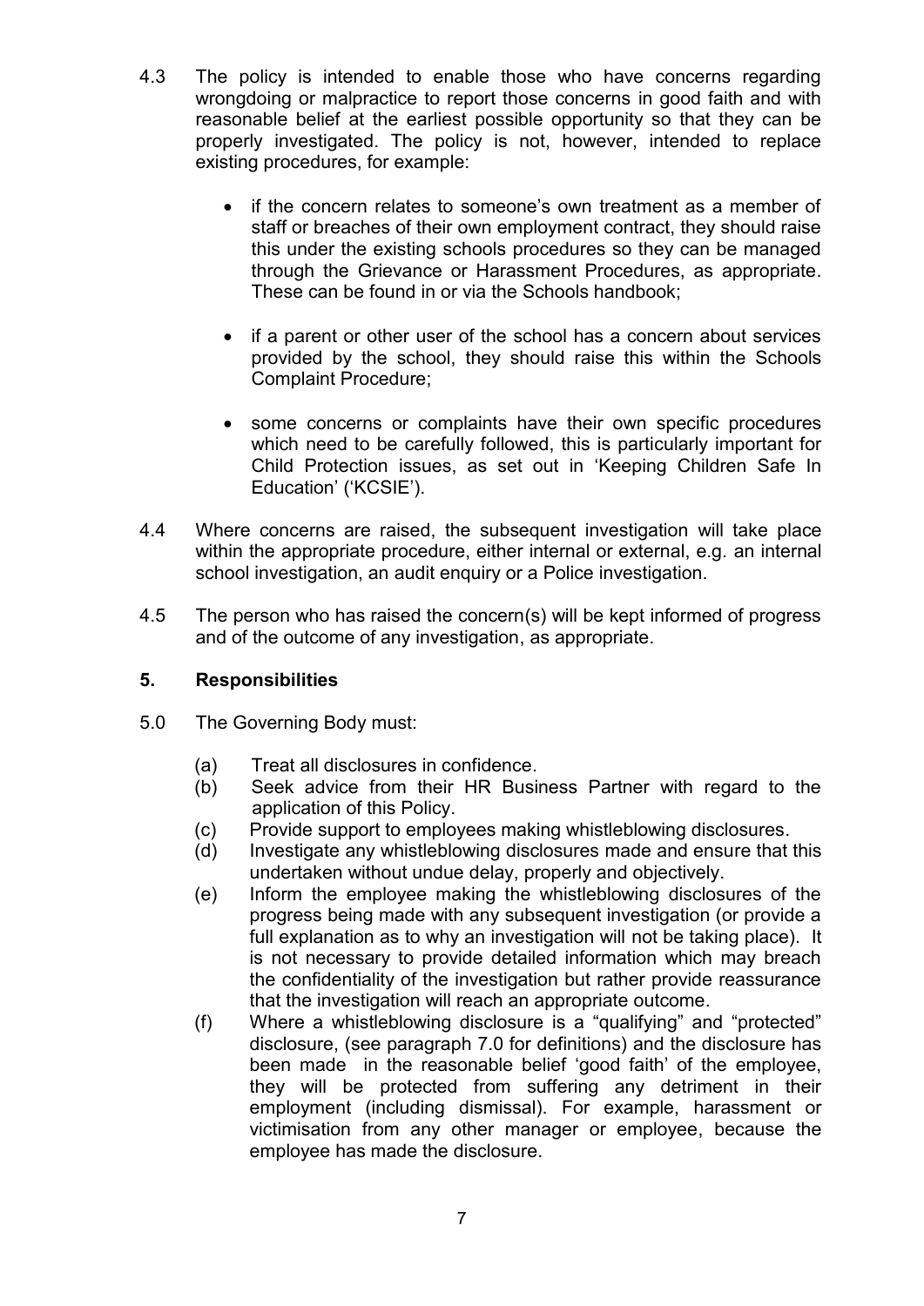4.3 The policy is intended to enable those who have concerns regarding wrongdoing or malpractice to report those concerns in good faith and with reasonable belief at the earliest possible opportunity so that they can be properly investigated. The policy is not, however, intended to replace existing procedures, for example:

- if the concern relates to someone's own treatment as a member of staff or breaches of their own employment contract, they should raise this under the existing schools procedures so they can be managed through the Grievance or Harassment Procedures, as appropriate. These can be found in or via the Schools handbook;
- if a parent or other user of the school has a concern about services provided by the school, they should raise this within the Schools Complaint Procedure;
- some concerns or complaints have their own specific procedures which need to be carefully followed, this is particularly important for Child Protection issues, as set out in 'Keeping Children Safe In Education' ('KCSIE').

4.4 Where concerns are raised, the subsequent investigation will take place within the appropriate procedure, either internal or external, e.g. an internal school investigation, an audit enquiry or a Police investigation.

4.5 The person who has raised the concern(s) will be kept informed of progress and of the outcome of any investigation, as appropriate.

## 5. Responsibilities

5.0 The Governing Body must:

(a) Treat all disclosures in confidence.

(b) Seek advice from their HR Business Partner with regard to the application of this Policy.

(c) Provide support to employees making whistleblowing disclosures.

(d) Investigate any whistleblowing disclosures made and ensure that this undertaken without undue delay, properly and objectively.

(e) Inform the employee making the whistleblowing disclosures of the progress being made with any subsequent investigation (or provide a full explanation as to why an investigation will not be taking place). It is not necessary to provide detailed information which may breach the confidentiality of the investigation but rather provide reassurance that the investigation will reach an appropriate outcome.

(f) Where a whistleblowing disclosure is a "qualifying" and "protected" disclosure, (see paragraph 7.0 for definitions) and the disclosure has been made in the reasonable belief 'good faith' of the employee, they will be protected from suffering any detriment in their employment (including dismissal). For example, harassment or victimisation from any other manager or employee, because the employee has made the disclosure.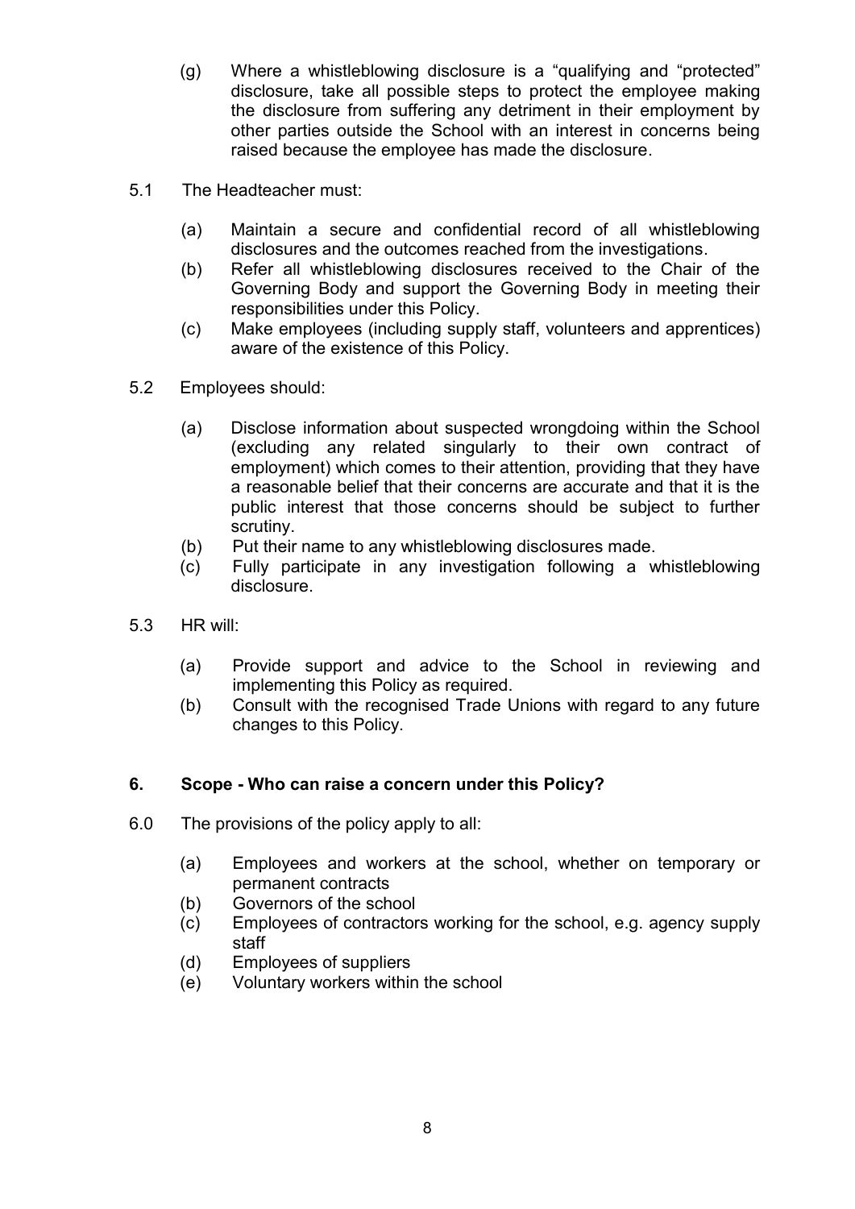(g) Where a whistleblowing disclosure is a "qualifying and "protected" disclosure, take all possible steps to protect the employee making the disclosure from suffering any detriment in their employment by other parties outside the School with an interest in concerns being raised because the employee has made the disclosure.

5.1 The Headteacher must:

(a) Maintain a secure and confidential record of all whistleblowing disclosures and the outcomes reached from the investigations.
(b) Refer all whistleblowing disclosures received to the Chair of the Governing Body and support the Governing Body in meeting their responsibilities under this Policy.
(c) Make employees (including supply staff, volunteers and apprentices) aware of the existence of this Policy.

5.2 Employees should:

(a) Disclose information about suspected wrongdoing within the School (excluding any related singularly to their own contract of employment) which comes to their attention, providing that they have a reasonable belief that their concerns are accurate and that it is the public interest that those concerns should be subject to further scrutiny.
(b) Put their name to any whistleblowing disclosures made.
(c) Fully participate in any investigation following a whistleblowing disclosure.

5.3 HR will:

(a) Provide support and advice to the School in reviewing and implementing this Policy as required.
(b) Consult with the recognised Trade Unions with regard to any future changes to this Policy.

## 6. Scope - Who can raise a concern under this Policy?

6.0 The provisions of the policy apply to all:

(a) Employees and workers at the school, whether on temporary or permanent contracts
(b) Governors of the school
(c) Employees of contractors working for the school, e.g. agency supply staff
(d) Employees of suppliers
(e) Voluntary workers within the school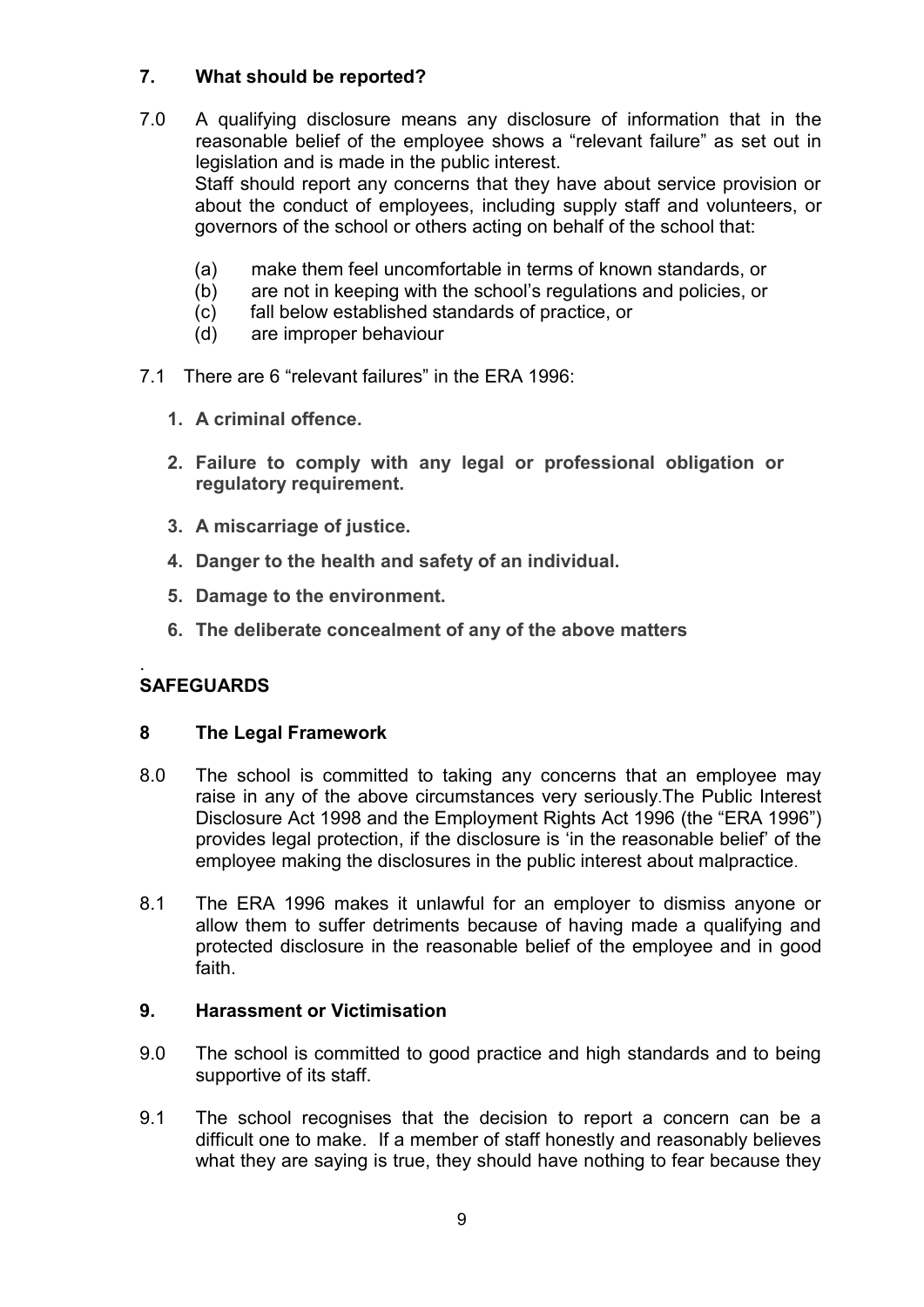## 7. What should be reported?

7.0 A qualifying disclosure means any disclosure of information that in the reasonable belief of the employee shows a "relevant failure" as set out in legislation and is made in the public interest.
Staff should report any concerns that they have about service provision or about the conduct of employees, including supply staff and volunteers, or governors of the school or others acting on behalf of the school that:

(a) make them feel uncomfortable in terms of known standards, or
(b) are not in keeping with the school's regulations and policies, or
(c) fall below established standards of practice, or
(d) are improper behaviour

7.1 There are 6 "relevant failures" in the ERA 1996:

1. **A criminal offence.**
2. **Failure to comply with any legal or professional obligation or regulatory requirement.**
3. **A miscarriage of justice.**
4. **Danger to the health and safety of an individual.**
5. **Damage to the environment.**
6. **The deliberate concealment of any of the above matters**

.
**SAFEGUARDS**

## 8 The Legal Framework

8.0 The school is committed to taking any concerns that an employee may raise in any of the above circumstances very seriously.The Public Interest Disclosure Act 1998 and the Employment Rights Act 1996 (the "ERA 1996") provides legal protection, if the disclosure is 'in the reasonable belief' of the employee making the disclosures in the public interest about malpractice.

8.1 The ERA 1996 makes it unlawful for an employer to dismiss anyone or allow them to suffer detriments because of having made a qualifying and protected disclosure in the reasonable belief of the employee and in good faith.

## 9. Harassment or Victimisation

9.0 The school is committed to good practice and high standards and to being supportive of its staff.

9.1 The school recognises that the decision to report a concern can be a difficult one to make. If a member of staff honestly and reasonably believes what they are saying is true, they should have nothing to fear because they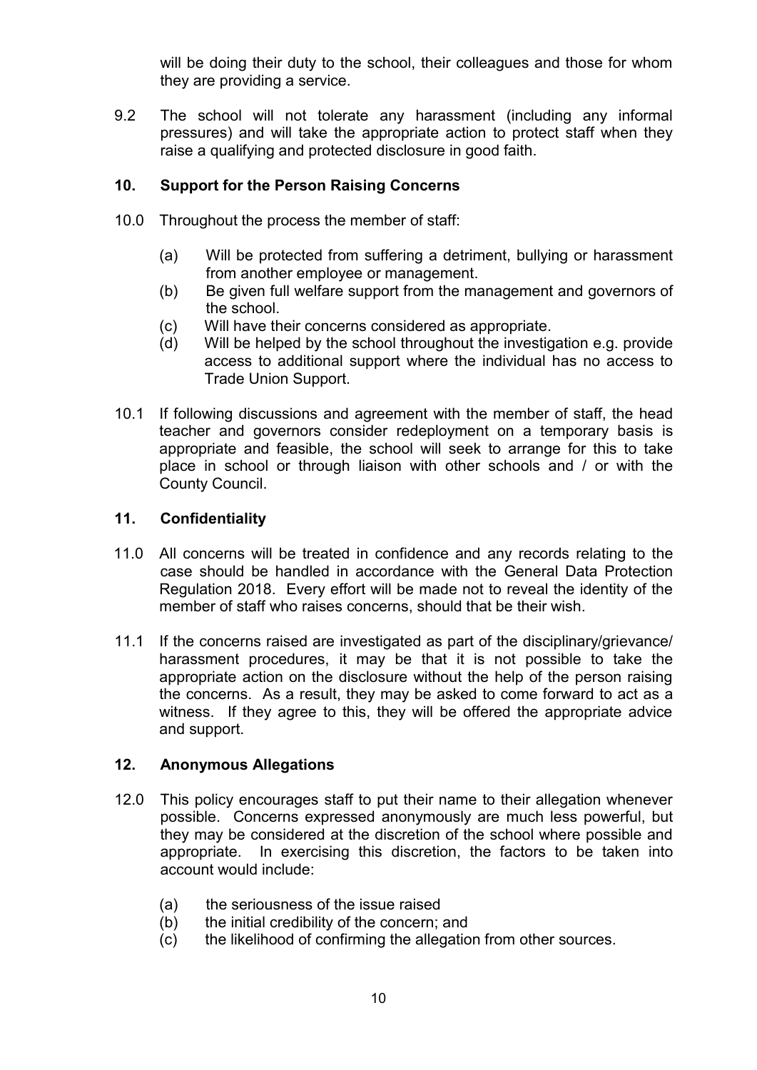will be doing their duty to the school, their colleagues and those for whom they are providing a service.

9.2 The school will not tolerate any harassment (including any informal pressures) and will take the appropriate action to protect staff when they raise a qualifying and protected disclosure in good faith.

## 10. Support for the Person Raising Concerns

10.0 Throughout the process the member of staff:

(a) Will be protected from suffering a detriment, bullying or harassment from another employee or management.
(b) Be given full welfare support from the management and governors of the school.
(c) Will have their concerns considered as appropriate.
(d) Will be helped by the school throughout the investigation e.g. provide access to additional support where the individual has no access to Trade Union Support.

10.1 If following discussions and agreement with the member of staff, the head teacher and governors consider redeployment on a temporary basis is appropriate and feasible, the school will seek to arrange for this to take place in school or through liaison with other schools and / or with the County Council.

## 11. Confidentiality

11.0 All concerns will be treated in confidence and any records relating to the case should be handled in accordance with the General Data Protection Regulation 2018. Every effort will be made not to reveal the identity of the member of staff who raises concerns, should that be their wish.

11.1 If the concerns raised are investigated as part of the disciplinary/grievance/ harassment procedures, it may be that it is not possible to take the appropriate action on the disclosure without the help of the person raising the concerns. As a result, they may be asked to come forward to act as a witness. If they agree to this, they will be offered the appropriate advice and support.

## 12. Anonymous Allegations

12.0 This policy encourages staff to put their name to their allegation whenever possible. Concerns expressed anonymously are much less powerful, but they may be considered at the discretion of the school where possible and appropriate. In exercising this discretion, the factors to be taken into account would include:

(a) the seriousness of the issue raised
(b) the initial credibility of the concern; and
(c) the likelihood of confirming the allegation from other sources.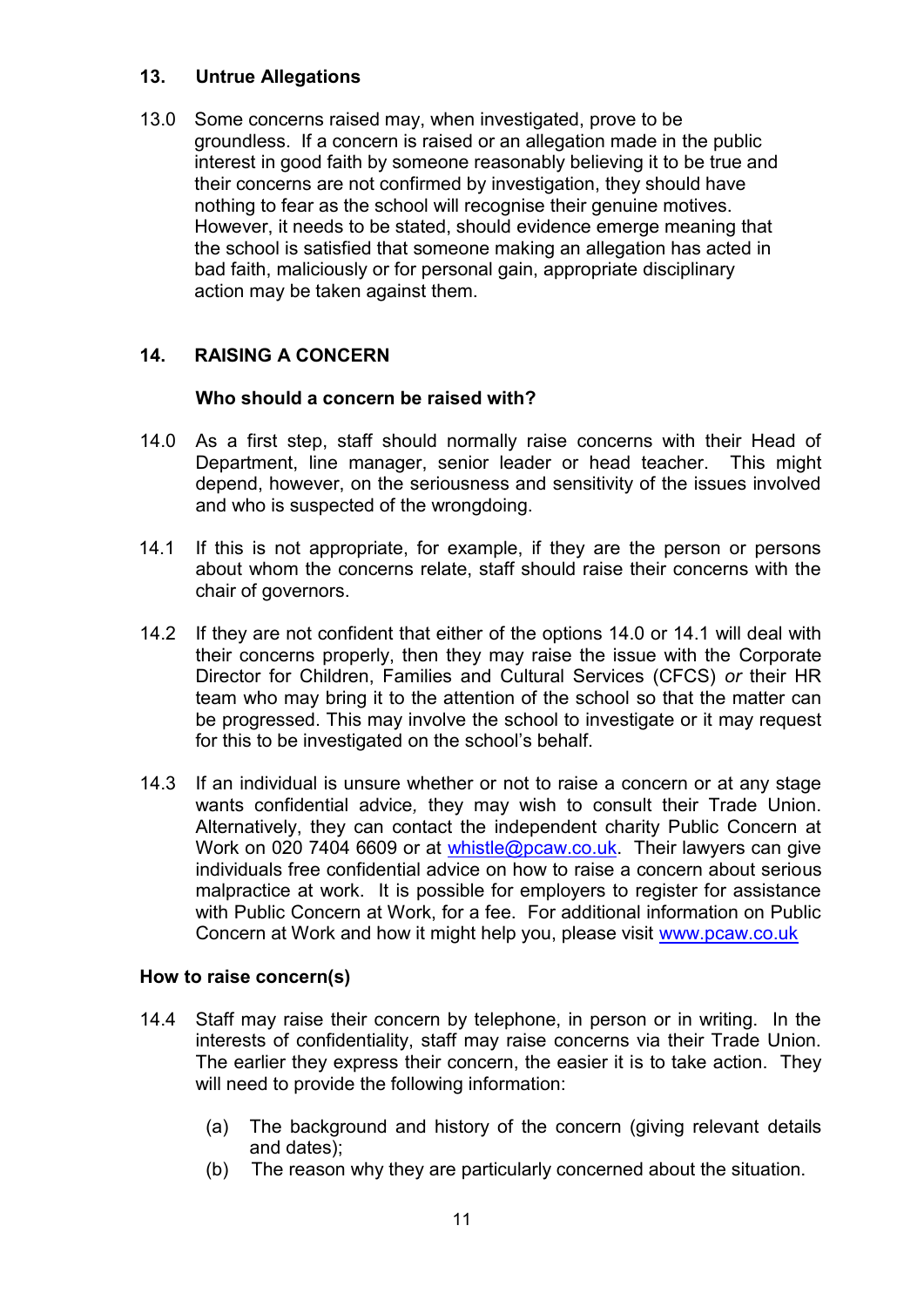## 13. Untrue Allegations

13.0 Some concerns raised may, when investigated, prove to be groundless. If a concern is raised or an allegation made in the public interest in good faith by someone reasonably believing it to be true and their concerns are not confirmed by investigation, they should have nothing to fear as the school will recognise their genuine motives. However, it needs to be stated, should evidence emerge meaning that the school is satisfied that someone making an allegation has acted in bad faith, maliciously or for personal gain, appropriate disciplinary action may be taken against them.

## 14. RAISING A CONCERN

### Who should a concern be raised with?

14.0 As a first step, staff should normally raise concerns with their Head of Department, line manager, senior leader or head teacher. This might depend, however, on the seriousness and sensitivity of the issues involved and who is suspected of the wrongdoing.

14.1 If this is not appropriate, for example, if they are the person or persons about whom the concerns relate, staff should raise their concerns with the chair of governors.

14.2 If they are not confident that either of the options 14.0 or 14.1 will deal with their concerns properly, then they may raise the issue with the Corporate Director for Children, Families and Cultural Services (CFCS) *or* their HR team who may bring it to the attention of the school so that the matter can be progressed. This may involve the school to investigate or it may request for this to be investigated on the school's behalf.

14.3 If an individual is unsure whether or not to raise a concern or at any stage wants confidential advice*,* they may wish to consult their Trade Union. Alternatively, they can contact the independent charity Public Concern at Work on 020 7404 6609 or at whistle@pcaw.co.uk. Their lawyers can give individuals free confidential advice on how to raise a concern about serious malpractice at work. It is possible for employers to register for assistance with Public Concern at Work, for a fee. For additional information on Public Concern at Work and how it might help you, please visit www.pcaw.co.uk

### How to raise concern(s)

14.4 Staff may raise their concern by telephone, in person or in writing. In the interests of confidentiality, staff may raise concerns via their Trade Union. The earlier they express their concern, the easier it is to take action. They will need to provide the following information:

(a) The background and history of the concern (giving relevant details and dates);

(b) The reason why they are particularly concerned about the situation.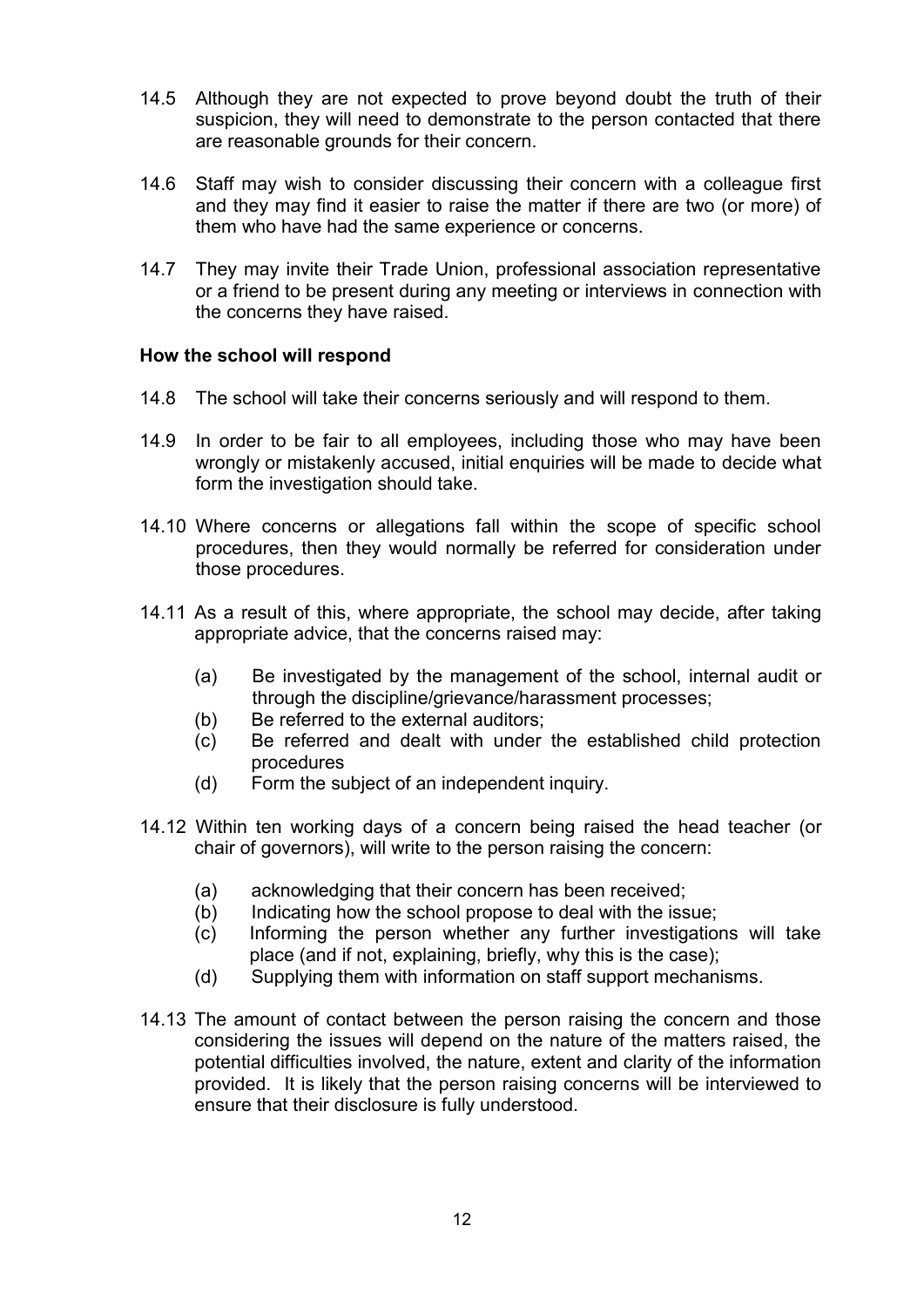14.5 Although they are not expected to prove beyond doubt the truth of their suspicion, they will need to demonstrate to the person contacted that there are reasonable grounds for their concern.

14.6 Staff may wish to consider discussing their concern with a colleague first and they may find it easier to raise the matter if there are two (or more) of them who have had the same experience or concerns.

14.7 They may invite their Trade Union, professional association representative or a friend to be present during any meeting or interviews in connection with the concerns they have raised.

**How the school will respond**

14.8 The school will take their concerns seriously and will respond to them.

14.9 In order to be fair to all employees, including those who may have been wrongly or mistakenly accused, initial enquiries will be made to decide what form the investigation should take.

14.10 Where concerns or allegations fall within the scope of specific school procedures, then they would normally be referred for consideration under those procedures.

14.11 As a result of this, where appropriate, the school may decide, after taking appropriate advice, that the concerns raised may:

(a) Be investigated by the management of the school, internal audit or through the discipline/grievance/harassment processes;
(b) Be referred to the external auditors;
(c) Be referred and dealt with under the established child protection procedures
(d) Form the subject of an independent inquiry.

14.12 Within ten working days of a concern being raised the head teacher (or chair of governors), will write to the person raising the concern:

(a) acknowledging that their concern has been received;
(b) Indicating how the school propose to deal with the issue;
(c) Informing the person whether any further investigations will take place (and if not, explaining, briefly, why this is the case);
(d) Supplying them with information on staff support mechanisms.

14.13 The amount of contact between the person raising the concern and those considering the issues will depend on the nature of the matters raised, the potential difficulties involved, the nature, extent and clarity of the information provided. It is likely that the person raising concerns will be interviewed to ensure that their disclosure is fully understood.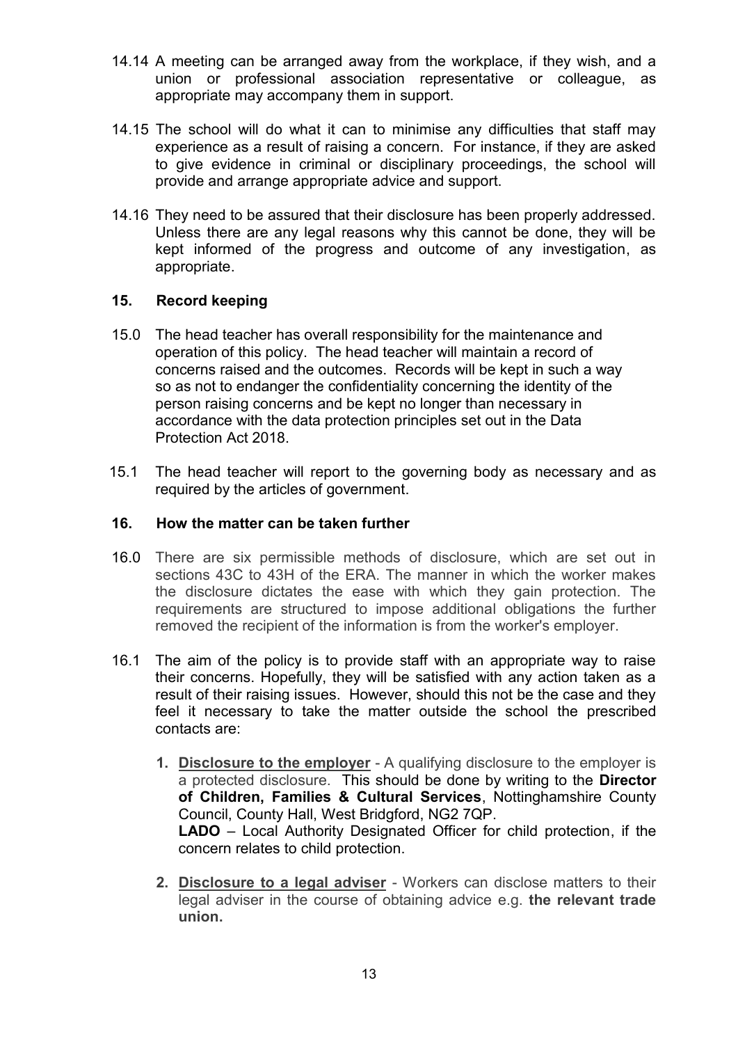14.14 A meeting can be arranged away from the workplace, if they wish, and a union or professional association representative or colleague, as appropriate may accompany them in support.

14.15 The school will do what it can to minimise any difficulties that staff may experience as a result of raising a concern. For instance, if they are asked to give evidence in criminal or disciplinary proceedings, the school will provide and arrange appropriate advice and support.

14.16 They need to be assured that their disclosure has been properly addressed. Unless there are any legal reasons why this cannot be done, they will be kept informed of the progress and outcome of any investigation, as appropriate.

## 15. Record keeping

15.0 The head teacher has overall responsibility for the maintenance and operation of this policy. The head teacher will maintain a record of concerns raised and the outcomes. Records will be kept in such a way so as not to endanger the confidentiality concerning the identity of the person raising concerns and be kept no longer than necessary in accordance with the data protection principles set out in the Data Protection Act 2018.

15.1 The head teacher will report to the governing body as necessary and as required by the articles of government.

## 16. How the matter can be taken further

16.0 There are six permissible methods of disclosure, which are set out in sections 43C to 43H of the ERA. The manner in which the worker makes the disclosure dictates the ease with which they gain protection. The requirements are structured to impose additional obligations the further removed the recipient of the information is from the worker's employer.

16.1 The aim of the policy is to provide staff with an appropriate way to raise their concerns. Hopefully, they will be satisfied with any action taken as a result of their raising issues. However, should this not be the case and they feel it necessary to take the matter outside the school the prescribed contacts are:

1. **Disclosure to the employer** - A qualifying disclosure to the employer is a protected disclosure. This should be done by writing to the **Director of Children, Families & Cultural Services**, Nottinghamshire County Council, County Hall, West Bridgford, NG2 7QP.
   **LADO** – Local Authority Designated Officer for child protection, if the concern relates to child protection.

2. **Disclosure to a legal adviser** - Workers can disclose matters to their legal adviser in the course of obtaining advice e.g. **the relevant trade union.**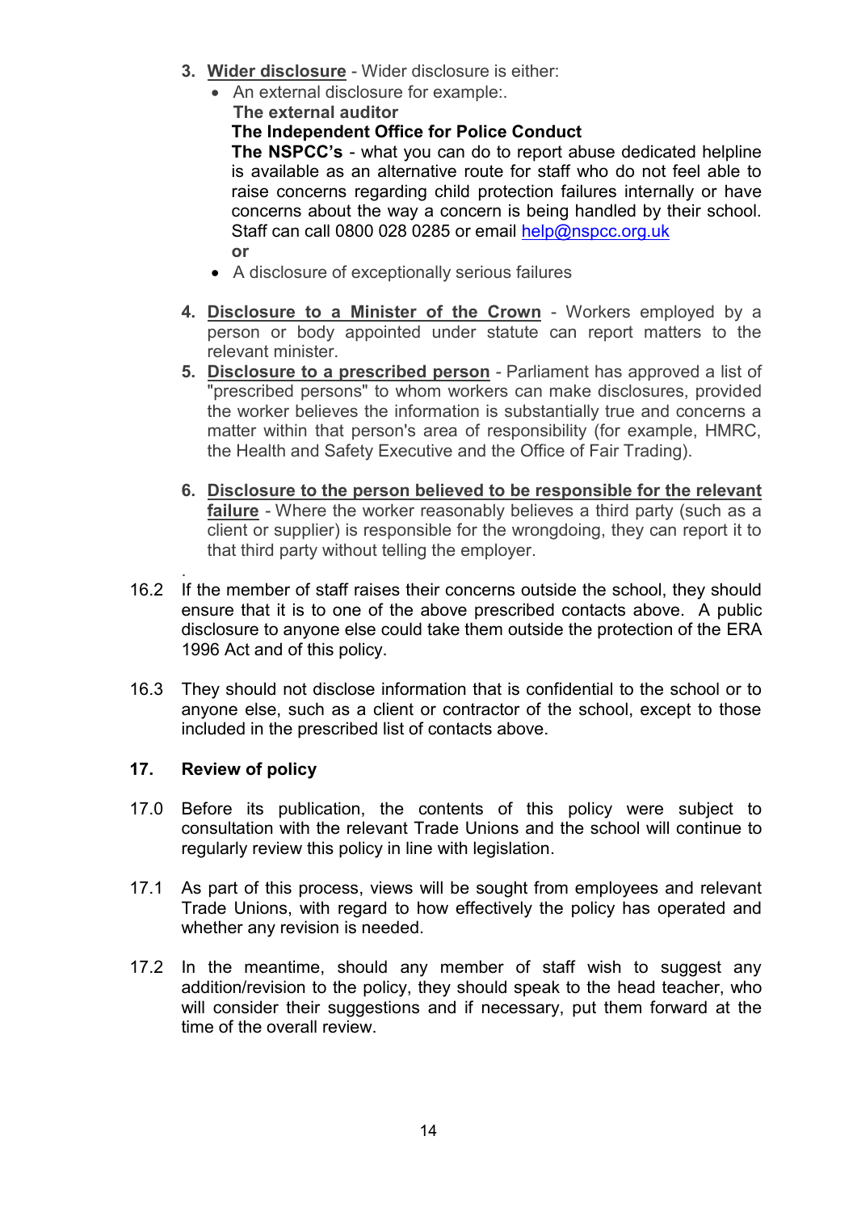3. **Wider disclosure** - Wider disclosure is either:
   - An external disclosure for example:.
     **The external auditor**
     **The Independent Office for Police Conduct**
     **The NSPCC's** - what you can do to report abuse dedicated helpline is available as an alternative route for staff who do not feel able to raise concerns regarding child protection failures internally or have concerns about the way a concern is being handled by their school. Staff can call 0800 028 0285 or email help@nspcc.org.uk
     **or**
   - A disclosure of exceptionally serious failures

4. **Disclosure to a Minister of the Crown** - Workers employed by a person or body appointed under statute can report matters to the relevant minister.
5. **Disclosure to a prescribed person** - Parliament has approved a list of "prescribed persons" to whom workers can make disclosures, provided the worker believes the information is substantially true and concerns a matter within that person's area of responsibility (for example, HMRC, the Health and Safety Executive and the Office of Fair Trading).

6. **Disclosure to the person believed to be responsible for the relevant failure** - Where the worker reasonably believes a third party (such as a client or supplier) is responsible for the wrongdoing, they can report it to that third party without telling the employer.

16.2 If the member of staff raises their concerns outside the school, they should ensure that it is to one of the above prescribed contacts above. A public disclosure to anyone else could take them outside the protection of the ERA 1996 Act and of this policy.

16.3 They should not disclose information that is confidential to the school or to anyone else, such as a client or contractor of the school, except to those included in the prescribed list of contacts above.

## 17. Review of policy

17.0 Before its publication, the contents of this policy were subject to consultation with the relevant Trade Unions and the school will continue to regularly review this policy in line with legislation.

17.1 As part of this process, views will be sought from employees and relevant Trade Unions, with regard to how effectively the policy has operated and whether any revision is needed.

17.2 In the meantime, should any member of staff wish to suggest any addition/revision to the policy, they should speak to the head teacher, who will consider their suggestions and if necessary, put them forward at the time of the overall review.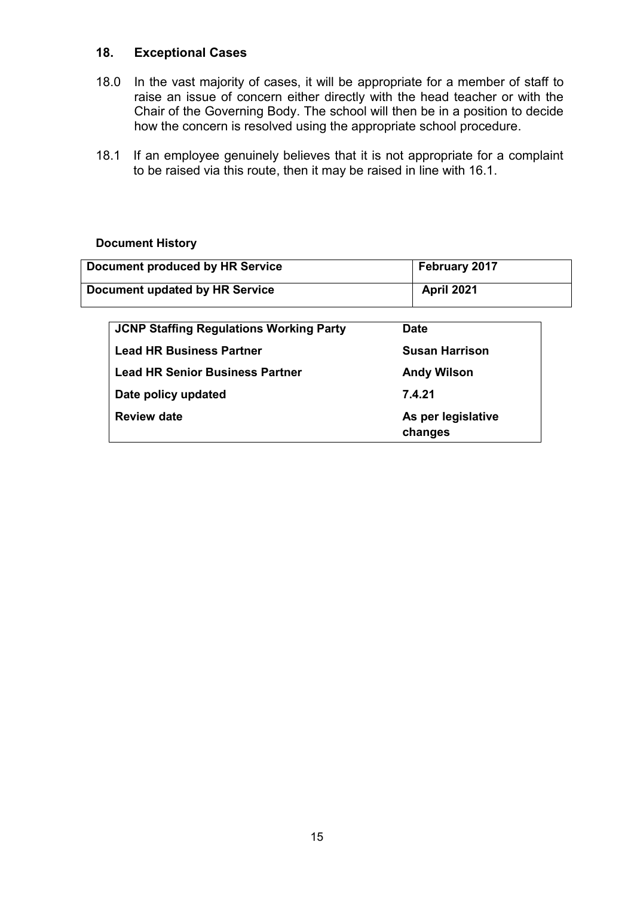## 18. Exceptional Cases

18.0 In the vast majority of cases, it will be appropriate for a member of staff to raise an issue of concern either directly with the head teacher or with the Chair of the Governing Body. The school will then be in a position to decide how the concern is resolved using the appropriate school procedure.

18.1 If an employee genuinely believes that it is not appropriate for a complaint to be raised via this route, then it may be raised in line with 16.1.

**Document History**

| | |
|---|---|
| **Document produced by HR Service** | **February 2017** |
| **Document updated by HR Service** | **April 2021** |

| **JCNP Staffing Regulations Working Party** | **Date** |
|---|---|
| **Lead HR Business Partner** | **Susan Harrison** |
| **Lead HR Senior Business Partner** | **Andy Wilson** |
| **Date policy updated** | **7.4.21** |
| **Review date** | **As per legislative changes** |